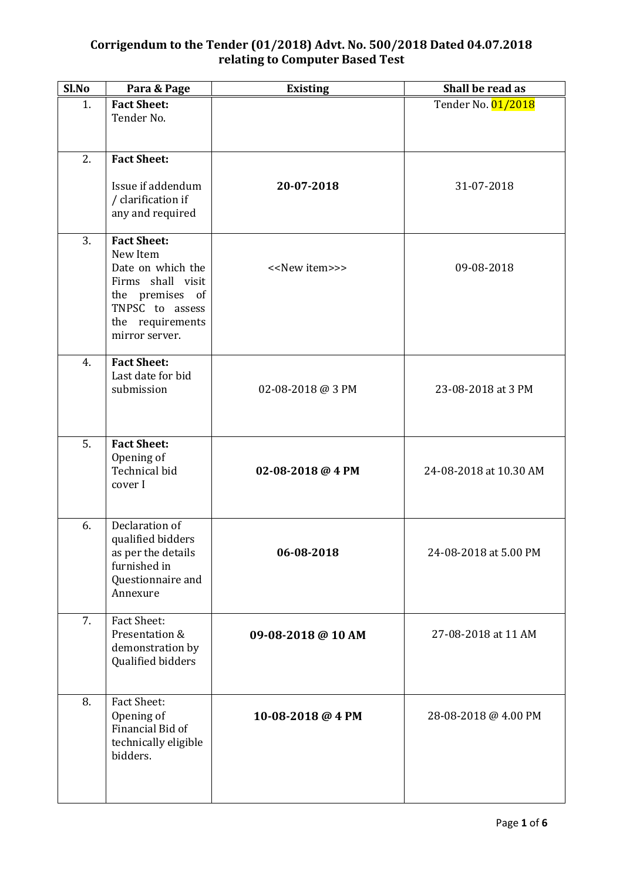# Corrigendum to the Tender (01/2018) Advt. No. 500/2018 Dated 04.07.2018 relating to Computer Based Test

| Sl.No | Para & Page | Existing | Shall be read as |
|---|---|---|---|
| 1. | **Fact Sheet:** Tender No. | | Tender No. 01/2018 |
| 2. | **Fact Sheet:** Issue if addendum / clarification if any and required | **20-07-2018** | 31-07-2018 |
| 3. | **Fact Sheet:** New Item Date on which the Firms shall visit the premises of TNPSC to assess the requirements mirror server. | <<New item>>> | 09-08-2018 |
| 4. | **Fact Sheet:** Last date for bid submission | 02-08-2018 @ 3 PM | 23-08-2018 at 3 PM |
| 5. | **Fact Sheet:** Opening of Technical bid cover I | **02-08-2018 @ 4 PM** | 24-08-2018 at 10.30 AM |
| 6. | Declaration of qualified bidders as per the details furnished in Questionnaire and Annexure | **06-08-2018** | 24-08-2018 at 5.00 PM |
| 7. | Fact Sheet: Presentation & demonstration by Qualified bidders | **09-08-2018 @ 10 AM** | 27-08-2018 at 11 AM |
| 8. | Fact Sheet: Opening of Financial Bid of technically eligible bidders. | **10-08-2018 @ 4 PM** | 28-08-2018 @ 4.00 PM |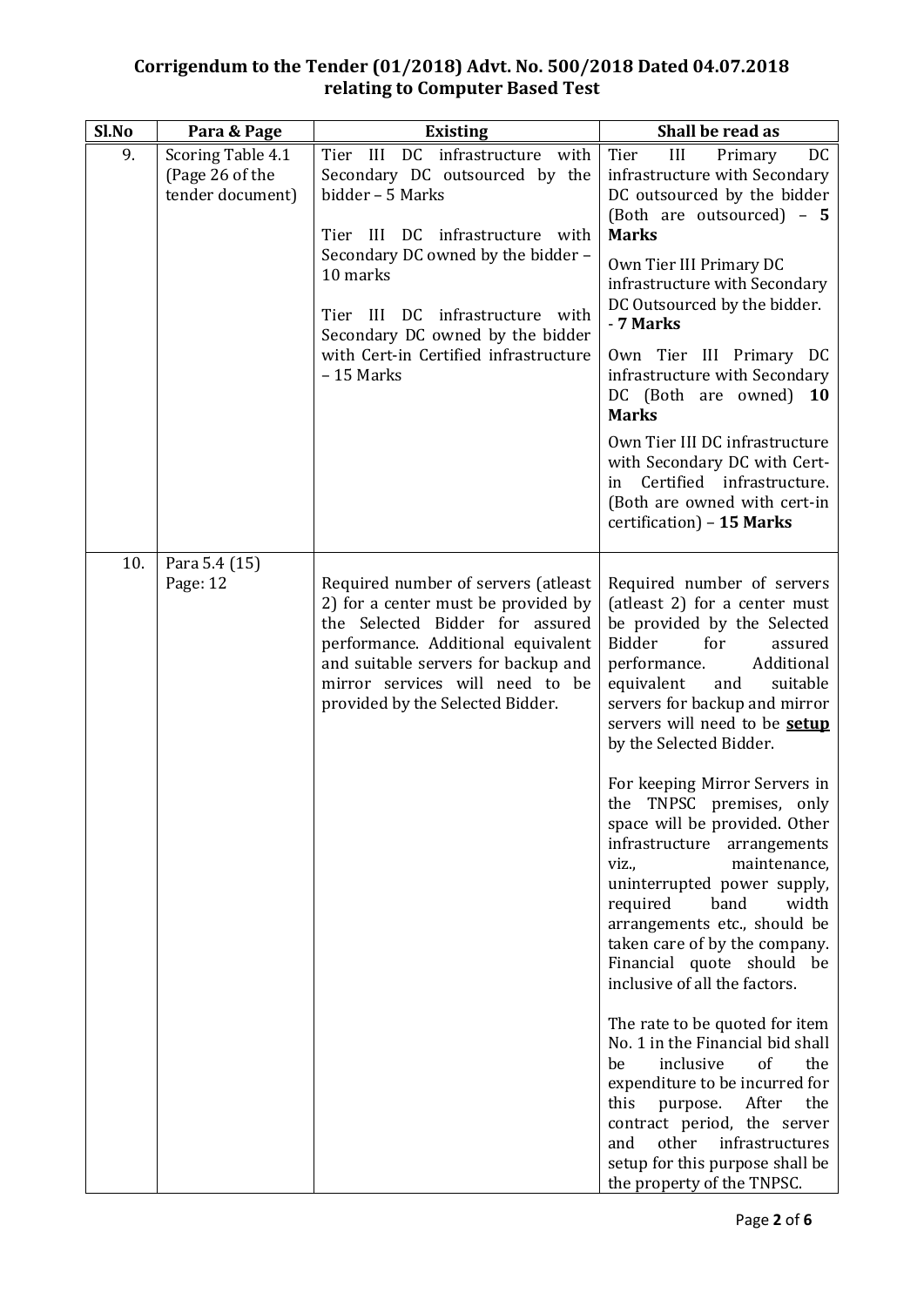## Corrigendum to the Tender (01/2018) Advt. No. 500/2018 Dated 04.07.2018 relating to Computer Based Test

| Sl.No | Para & Page | Existing | Shall be read as |
|---|---|---|---|
| 9. | Scoring Table 4.1 (Page 26 of the tender document) | Tier III DC infrastructure with Secondary DC outsourced by the bidder – 5 Marks<br><br>Tier III DC infrastructure with Secondary DC owned by the bidder – 10 marks<br><br>Tier III DC infrastructure with Secondary DC owned by the bidder with Cert-in Certified infrastructure – 15 Marks | Tier III Primary DC infrastructure with Secondary DC outsourced by the bidder (Both are outsourced) – **5 Marks**<br><br>Own Tier III Primary DC infrastructure with Secondary DC Outsourced by the bidder. - **7 Marks**<br><br>Own Tier III Primary DC infrastructure with Secondary DC (Both are owned) **10 Marks**<br><br>Own Tier III DC infrastructure with Secondary DC with Cert-in Certified infrastructure. (Both are owned with cert-in certification) – **15 Marks** |
| 10. | Para 5.4 (15) Page: 12 | Required number of servers (atleast 2) for a center must be provided by the Selected Bidder for assured performance. Additional equivalent and suitable servers for backup and mirror services will need to be provided by the Selected Bidder. | Required number of servers (atleast 2) for a center must be provided by the Selected Bidder for assured performance. Additional equivalent and suitable servers for backup and mirror servers will need to be <u>**setup**</u> by the Selected Bidder.<br><br>For keeping Mirror Servers in the TNPSC premises, only space will be provided. Other infrastructure arrangements viz., maintenance, uninterrupted power supply, required band width arrangements etc., should be taken care of by the company. Financial quote should be inclusive of all the factors.<br><br>The rate to be quoted for item No. 1 in the Financial bid shall be inclusive of the expenditure to be incurred for this purpose. After the contract period, the server and other infrastructures setup for this purpose shall be the property of the TNPSC. |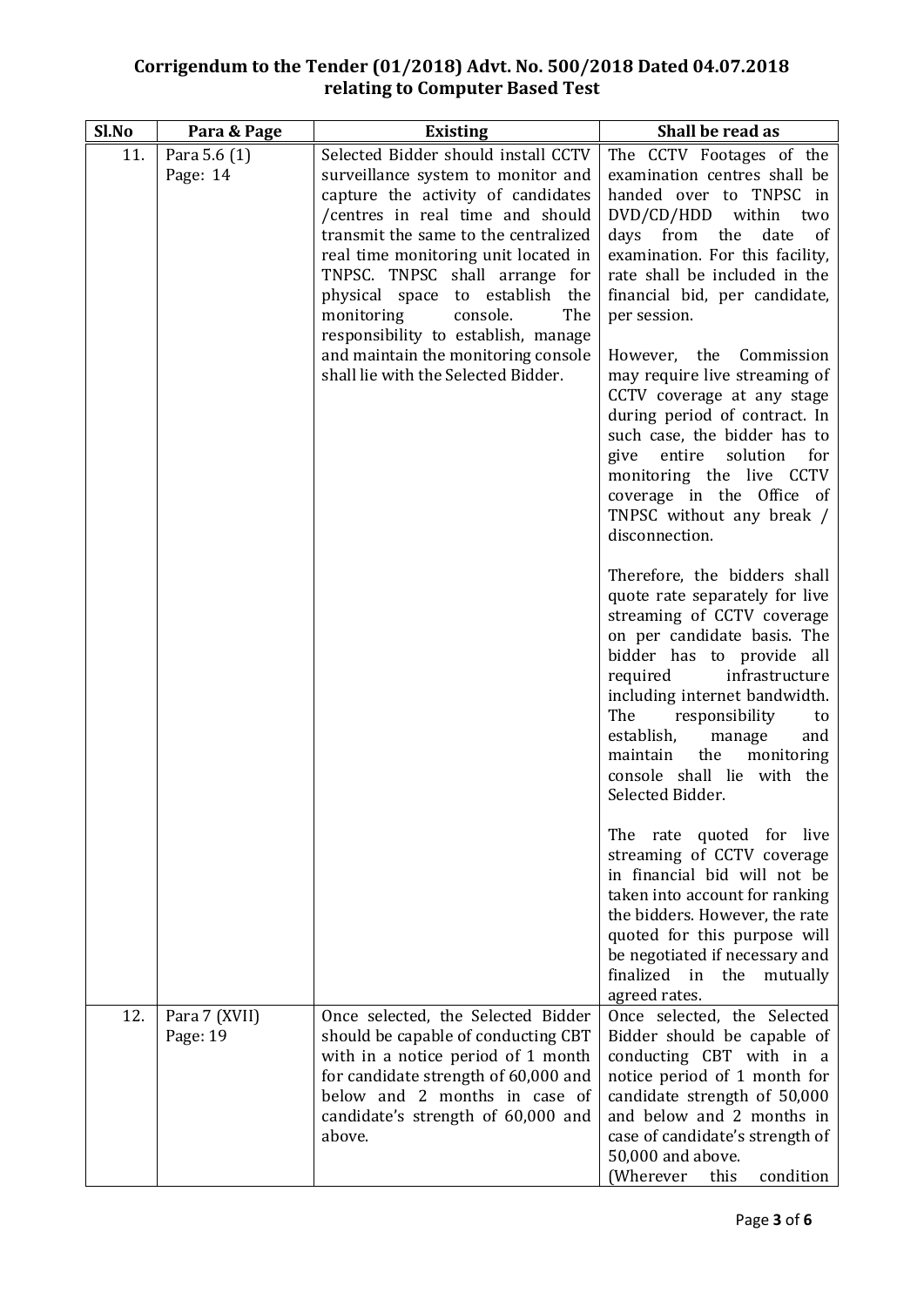## Corrigendum to the Tender (01/2018) Advt. No. 500/2018 Dated 04.07.2018 relating to Computer Based Test

| Sl.No | Para & Page | Existing | Shall be read as |
|---|---|---|---|
| 11. | Para 5.6 (1) Page: 14 | Selected Bidder should install CCTV surveillance system to monitor and capture the activity of candidates /centres in real time and should transmit the same to the centralized real time monitoring unit located in TNPSC. TNPSC shall arrange for physical space to establish the monitoring console. The responsibility to establish, manage and maintain the monitoring console shall lie with the Selected Bidder. | The CCTV Footages of the examination centres shall be handed over to TNPSC in DVD/CD/HDD within two days from the date of examination. For this facility, rate shall be included in the financial bid, per candidate, per session.<br><br>However, the Commission may require live streaming of CCTV coverage at any stage during period of contract. In such case, the bidder has to give entire solution for monitoring the live CCTV coverage in the Office of TNPSC without any break / disconnection.<br><br>Therefore, the bidders shall quote rate separately for live streaming of CCTV coverage on per candidate basis. The bidder has to provide all required infrastructure including internet bandwidth. The responsibility to establish, manage and maintain the monitoring console shall lie with the Selected Bidder.<br><br>The rate quoted for live streaming of CCTV coverage in financial bid will not be taken into account for ranking the bidders. However, the rate quoted for this purpose will be negotiated if necessary and finalized in the mutually agreed rates. |
| 12. | Para 7 (XVII) Page: 19 | Once selected, the Selected Bidder should be capable of conducting CBT with in a notice period of 1 month for candidate strength of 60,000 and below and 2 months in case of candidate's strength of 60,000 and above. | Once selected, the Selected Bidder should be capable of conducting CBT with in a notice period of 1 month for candidate strength of 50,000 and below and 2 months in case of candidate's strength of 50,000 and above.<br>(Wherever this condition |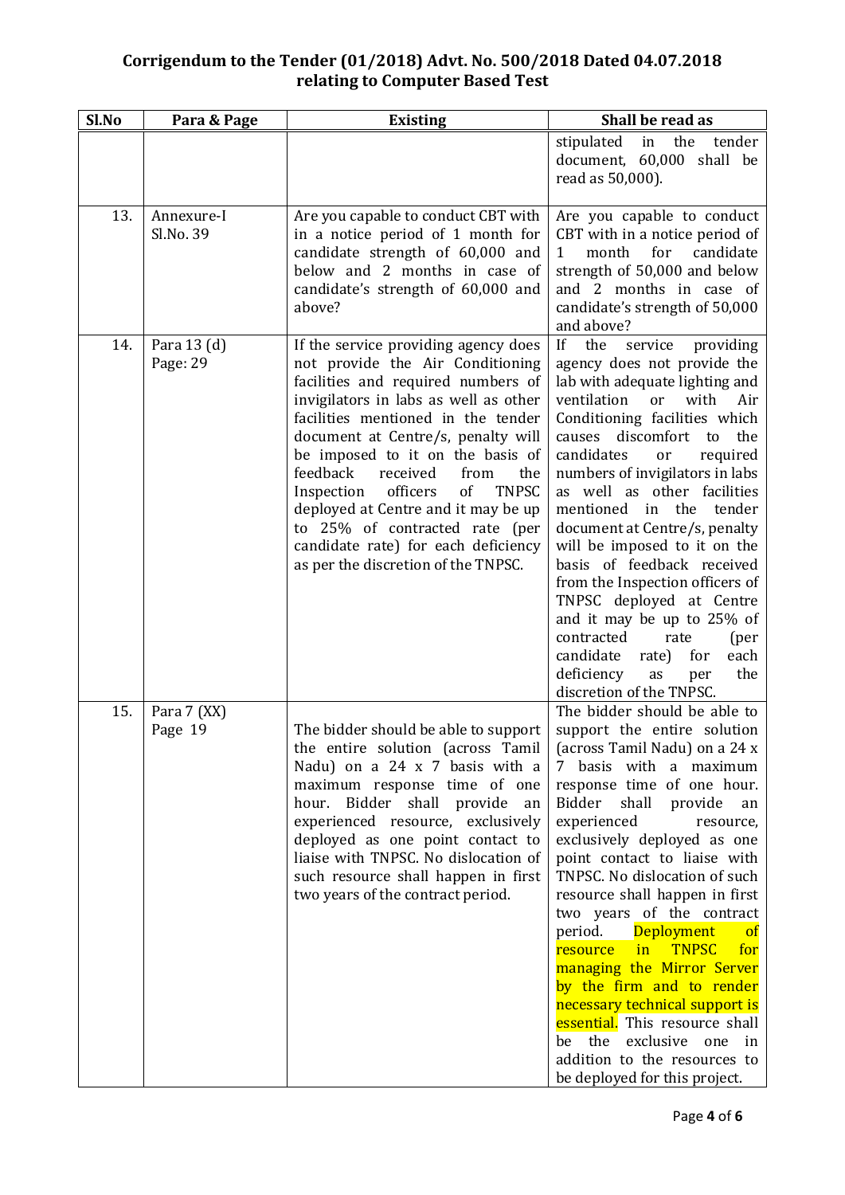## Corrigendum to the Tender (01/2018) Advt. No. 500/2018 Dated 04.07.2018 relating to Computer Based Test

| Sl.No | Para & Page | Existing | Shall be read as |
|---|---|---|---|
| | | | stipulated in the tender document, 60,000 shall be read as 50,000). |
| 13. | Annexure-I Sl.No. 39 | Are you capable to conduct CBT with in a notice period of 1 month for candidate strength of 60,000 and below and 2 months in case of candidate's strength of 60,000 and above? | Are you capable to conduct CBT with in a notice period of 1 month for candidate strength of 50,000 and below and 2 months in case of candidate's strength of 50,000 and above? |
| 14. | Para 13 (d) Page: 29 | If the service providing agency does not provide the Air Conditioning facilities and required numbers of invigilators in labs as well as other facilities mentioned in the tender document at Centre/s, penalty will be imposed to it on the basis of feedback received from the Inspection officers of TNPSC deployed at Centre and it may be up to 25% of contracted rate (per candidate rate) for each deficiency as per the discretion of the TNPSC. | If the service providing agency does not provide the lab with adequate lighting and ventilation or with Air Conditioning facilities which causes discomfort to the candidates or required numbers of invigilators in labs as well as other facilities mentioned in the tender document at Centre/s, penalty will be imposed to it on the basis of feedback received from the Inspection officers of TNPSC deployed at Centre and it may be up to 25% of contracted rate (per candidate rate) for each deficiency as per the discretion of the TNPSC. |
| 15. | Para 7 (XX) Page 19 | The bidder should be able to support the entire solution (across Tamil Nadu) on a 24 x 7 basis with a maximum response time of one hour. Bidder shall provide an experienced resource, exclusively deployed as one point contact to liaise with TNPSC. No dislocation of such resource shall happen in first two years of the contract period. | The bidder should be able to support the entire solution (across Tamil Nadu) on a 24 x 7 basis with a maximum response time of one hour. Bidder shall provide an experienced resource, exclusively deployed as one point contact to liaise with TNPSC. No dislocation of such resource shall happen in first two years of the contract period. Deployment of resource in TNPSC for managing the Mirror Server by the firm and to render necessary technical support is essential. This resource shall be the exclusive one in addition to the resources to be deployed for this project. |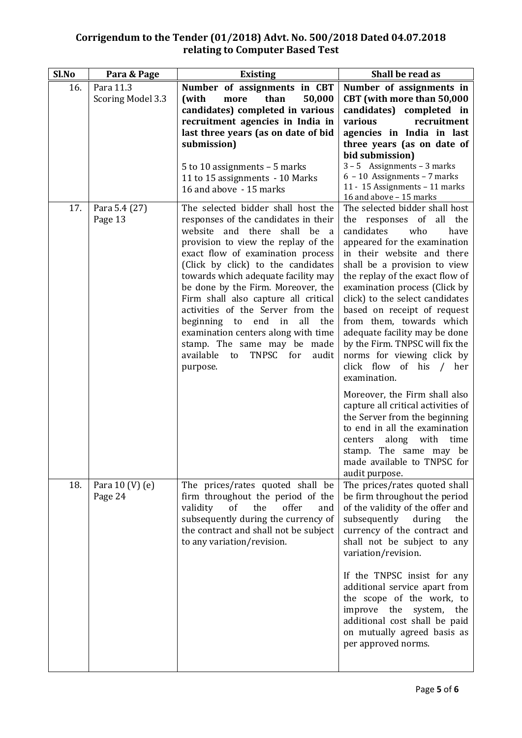## Corrigendum to the Tender (01/2018) Advt. No. 500/2018 Dated 04.07.2018 relating to Computer Based Test

| Sl.No | Para & Page | Existing | Shall be read as |
|---|---|---|---|
| 16. | Para 11.3 Scoring Model 3.3 | **Number of assignments in CBT (with more than 50,000 candidates) completed in various recruitment agencies in India in last three years (as on date of bid submission)**<br><br>5 to 10 assignments – 5 marks<br>11 to 15 assignments - 10 Marks<br>16 and above - 15 marks | **Number of assignments in CBT (with more than 50,000 candidates) completed in various recruitment agencies in India in last three years (as on date of bid submission)**<br>3 – 5 Assignments – 3 marks<br>6 – 10 Assignments – 7 marks<br>11 - 15 Assignments – 11 marks<br>16 and above – 15 marks |
| 17. | Para 5.4 (27) Page 13 | The selected bidder shall host the responses of the candidates in their website and there shall be a provision to view the replay of the exact flow of examination process (Click by click) to the candidates towards which adequate facility may be done by the Firm. Moreover, the Firm shall also capture all critical activities of the Server from the beginning to end in all the examination centers along with time stamp. The same may be made available to TNPSC for audit purpose. | The selected bidder shall host the responses of all the candidates who have appeared for the examination in their website and there shall be a provision to view the replay of the exact flow of examination process (Click by click) to the select candidates based on receipt of request from them, towards which adequate facility may be done by the Firm. TNPSC will fix the norms for viewing click by click flow of his / her examination.<br><br>Moreover, the Firm shall also capture all critical activities of the Server from the beginning to end in all the examination centers along with time stamp. The same may be made available to TNPSC for audit purpose. |
| 18. | Para 10 (V) (e) Page 24 | The prices/rates quoted shall be firm throughout the period of the validity of the offer and subsequently during the currency of the contract and shall not be subject to any variation/revision. | The prices/rates quoted shall be firm throughout the period of the validity of the offer and subsequently during the currency of the contract and shall not be subject to any variation/revision.<br><br>If the TNPSC insist for any additional service apart from the scope of the work, to improve the system, the additional cost shall be paid on mutually agreed basis as per approved norms. |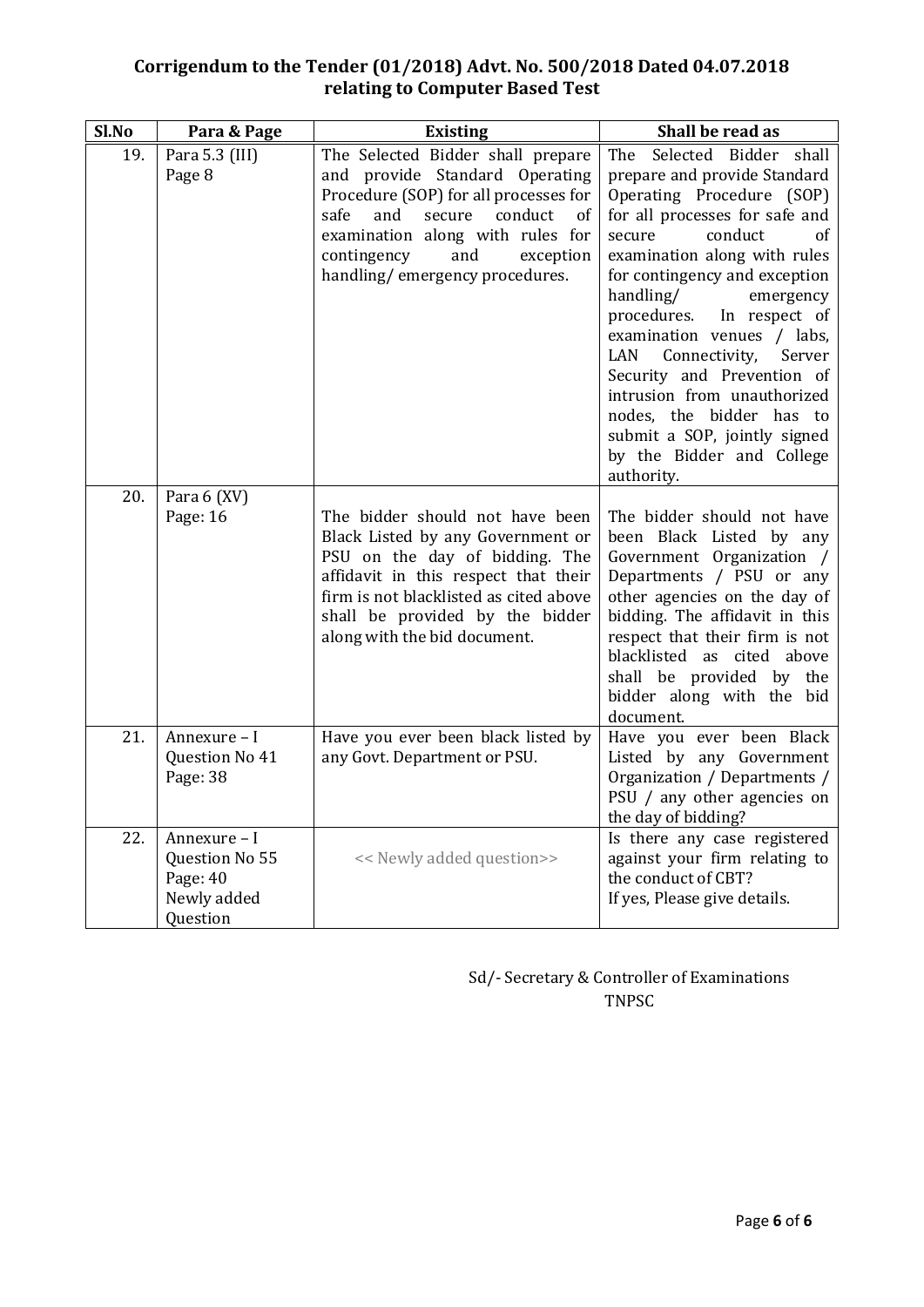**Corrigendum to the Tender (01/2018) Advt. No. 500/2018 Dated 04.07.2018 relating to Computer Based Test**

| Sl.No | Para & Page | Existing | Shall be read as |
|---|---|---|---|
| 19. | Para 5.3 (III) Page 8 | The Selected Bidder shall prepare and provide Standard Operating Procedure (SOP) for all processes for safe and secure conduct of examination along with rules for contingency and exception handling/ emergency procedures. | The Selected Bidder shall prepare and provide Standard Operating Procedure (SOP) for all processes for safe and secure conduct of examination along with rules for contingency and exception handling/ emergency procedures. In respect of examination venues / labs, LAN Connectivity, Server Security and Prevention of intrusion from unauthorized nodes, the bidder has to submit a SOP, jointly signed by the Bidder and College authority. |
| 20. | Para 6 (XV) Page: 16 | The bidder should not have been Black Listed by any Government or PSU on the day of bidding. The affidavit in this respect that their firm is not blacklisted as cited above shall be provided by the bidder along with the bid document. | The bidder should not have been Black Listed by any Government Organization / Departments / PSU or any other agencies on the day of bidding. The affidavit in this respect that their firm is not blacklisted as cited above shall be provided by the bidder along with the bid document. |
| 21. | Annexure – I Question No 41 Page: 38 | Have you ever been black listed by any Govt. Department or PSU. | Have you ever been Black Listed by any Government Organization / Departments / PSU / any other agencies on the day of bidding? |
| 22. | Annexure – I Question No 55 Page: 40 Newly added Question | << Newly added question>> | Is there any case registered against your firm relating to the conduct of CBT? If yes, Please give details. |

Sd/- Secretary & Controller of Examinations
TNPSC